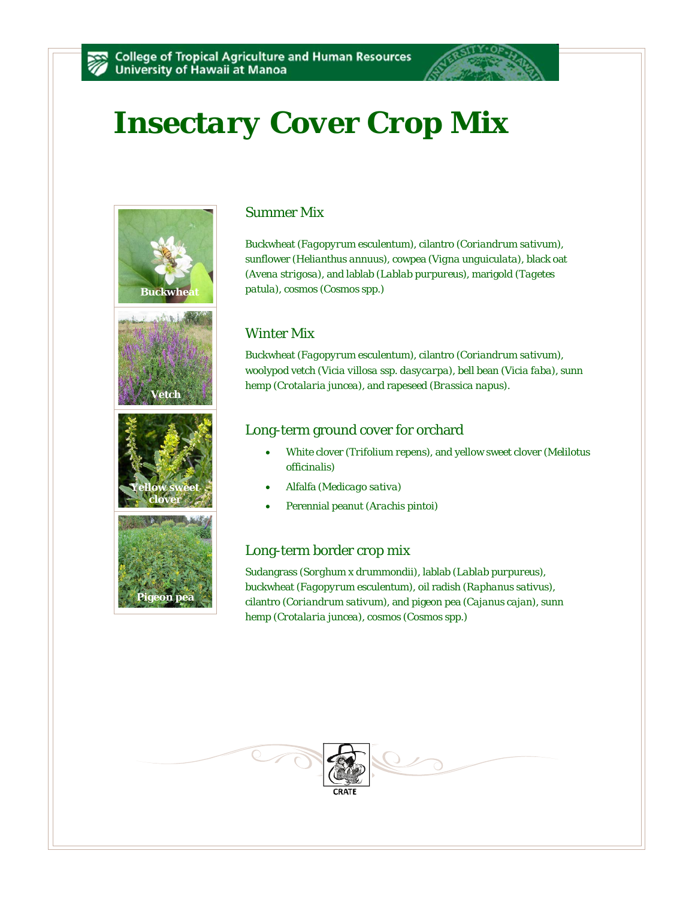# Insectary Cover Crop Mix

Buckwheat

Vetch

Yellow sweet clover

Pigeon pea

## Summer Mix

Buckwheat (*Fagopyrum esculentum*), cilantro (*Coriandrum sativum*), sunflower (*Helianthus annuus*), cowpea (*Vigna unguiculata*), black oat (*Avena strigosa*), and lablab (*Lablab purpureus*), marigold (*Tagetes patula*), cosmos (*Cosmos* spp.)

## Winter Mix

Buckwheat (*Fagopyrum esculentum*), cilantro (*Coriandrum sativum*), woolypod vetch (*Vicia villosa* ssp. *dasycarpa*), bell bean (*Vicia faba*), sunn hemp (*Crotalaria juncea*), and rapeseed (*Brassica napus*).

## Long-term ground cover for orchard

- White clover (*Trifolium repens*), and yellow sweet clover (*Melilotus officinalis*)
- Alfalfa (*Medicago sativa*)
- Perennial peanut (*Arachis pintoi*)

## Long-term border crop mix

Sudangrass (*Sorghum x drummondii*), lablab (*Lablab purpureus*), buckwheat (*Fagopyrum esculentum*), oil radish (*Raphanus sativus*), cilantro (*Coriandrum sativum*), and pigeon pea (*Cajanus cajan*), sunn hemp (*Crotalaria juncea*), cosmos (*Cosmos* spp.)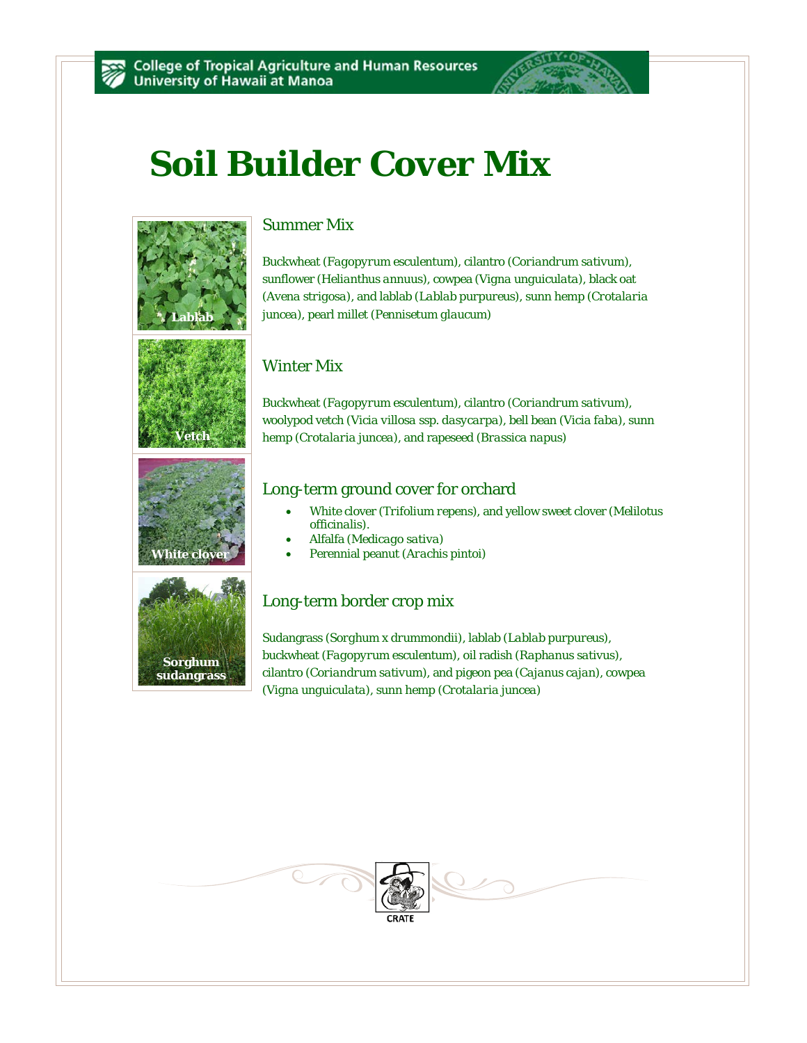# Soil Builder Cover Mix

Lablab

Vetch

White clover

Sorghum sudangrass

## Summer Mix

Buckwheat (*Fagopyrum esculentum*), cilantro (*Coriandrum sativum*), sunflower (*Helianthus annuus*), cowpea (*Vigna unguiculata*), black oat (*Avena strigosa*), and lablab (*Lablab purpureus*), sunn hemp (*Crotalaria juncea*), pearl millet (*Pennisetum glaucum*)

## Winter Mix

Buckwheat (*Fagopyrum esculentum*), cilantro (*Coriandrum sativum*), woolypod vetch (*Vicia villosa* ssp. *dasycarpa*), bell bean (*Vicia faba*), sunn hemp (*Crotalaria juncea*), and rapeseed (*Brassica napus*)

## Long-term ground cover for orchard

- White clover (*Trifolium repens*), and yellow sweet clover (*Melilotus officinalis*).
- Alfalfa (*Medicago sativa*)
- Perennial peanut (*Arachis pintoi*)

## Long-term border crop mix

Sudangrass (*Sorghum x drummondii*), lablab (*Lablab purpureus*), buckwheat (*Fagopyrum esculentum*), oil radish (*Raphanus sativus*), cilantro (*Coriandrum sativum*), and pigeon pea (*Cajanus cajan*), cowpea (*Vigna unguiculata*), sunn hemp (*Crotalaria juncea*)

CRATE